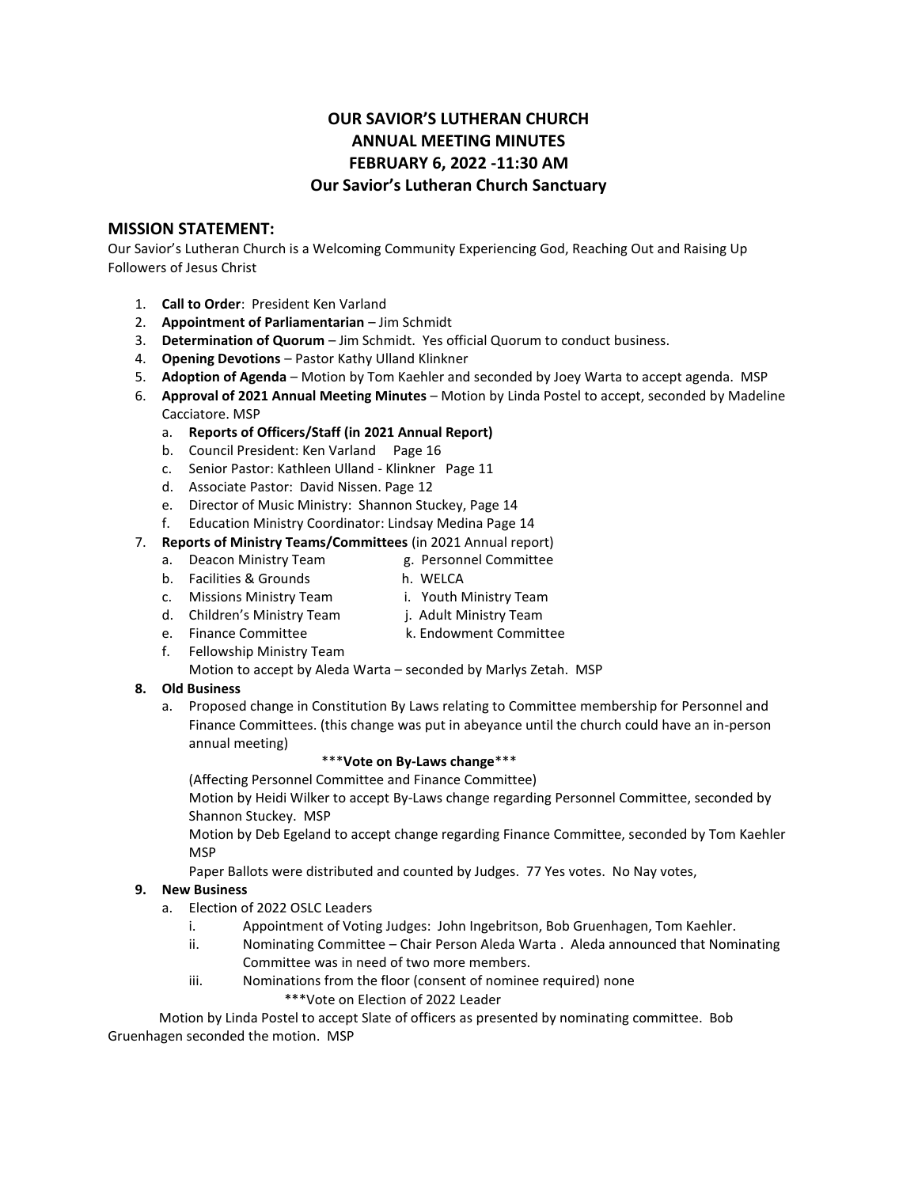# OUR SAVIOR'S LUTHERAN CHURCH
# ANNUAL MEETING MINUTES
# FEBRUARY 6, 2022 -11:30 AM
## Our Savior's Lutheran Church Sanctuary

## MISSION STATEMENT:

Our Savior's Lutheran Church is a Welcoming Community Experiencing God, Reaching Out and Raising Up Followers of Jesus Christ

1. **Call to Order**: President Ken Varland
2. **Appointment of Parliamentarian** – Jim Schmidt
3. **Determination of Quorum** – Jim Schmidt. Yes official Quorum to conduct business.
4. **Opening Devotions** – Pastor Kathy Ulland Klinkner
5. **Adoption of Agenda** – Motion by Tom Kaehler and seconded by Joey Warta to accept agenda. MSP
6. **Approval of 2021 Annual Meeting Minutes** – Motion by Linda Postel to accept, seconded by Madeline Cacciatore. MSP
   a. **Reports of Officers/Staff (in 2021 Annual Report)**
   b. Council President: Ken Varland Page 16
   c. Senior Pastor: Kathleen Ulland - Klinkner Page 11
   d. Associate Pastor: David Nissen. Page 12
   e. Director of Music Ministry: Shannon Stuckey, Page 14
   f. Education Ministry Coordinator: Lindsay Medina Page 14
7. **Reports of Ministry Teams/Committees** (in 2021 Annual report)
   a. Deacon Ministry Team
   b. Facilities & Grounds
   c. Missions Ministry Team
   d. Children's Ministry Team
   e. Finance Committee
   f. Fellowship Ministry Team
   g. Personnel Committee
   h. WELCA
   i. Youth Ministry Team
   j. Adult Ministry Team
   k. Endowment Committee

   Motion to accept by Aleda Warta – seconded by Marlys Zetah. MSP
8. **Old Business**
   a. Proposed change in Constitution By Laws relating to Committee membership for Personnel and Finance Committees. (this change was put in abeyance until the church could have an in-person annual meeting)

      ***Vote on By-Laws change***

      (Affecting Personnel Committee and Finance Committee)

      Motion by Heidi Wilker to accept By-Laws change regarding Personnel Committee, seconded by Shannon Stuckey. MSP

      Motion by Deb Egeland to accept change regarding Finance Committee, seconded by Tom Kaehler MSP

      Paper Ballots were distributed and counted by Judges. 77 Yes votes. No Nay votes,
9. **New Business**
   a. Election of 2022 OSLC Leaders
      i. Appointment of Voting Judges: John Ingebritson, Bob Gruenhagen, Tom Kaehler.
      ii. Nominating Committee – Chair Person Aleda Warta . Aleda announced that Nominating Committee was in need of two more members.
      iii. Nominations from the floor (consent of nominee required) none

         ***Vote on Election of 2022 Leader

Motion by Linda Postel to accept Slate of officers as presented by nominating committee. Bob Gruenhagen seconded the motion. MSP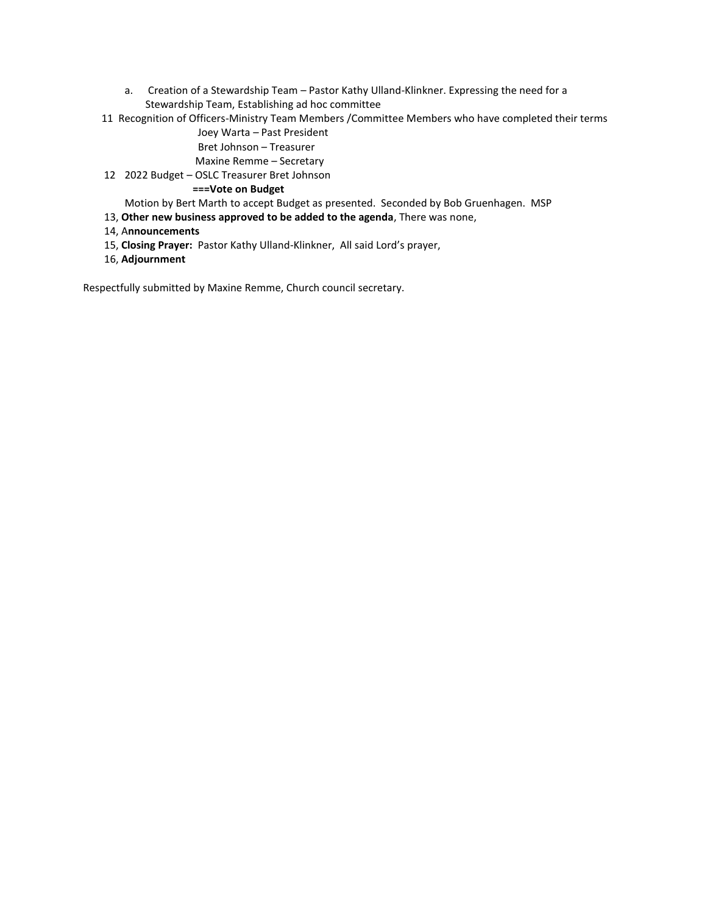a. Creation of a Stewardship Team – Pastor Kathy Ulland-Klinkner. Expressing the need for a Stewardship Team, Establishing ad hoc committee

11 Recognition of Officers-Ministry Team Members /Committee Members who have completed their terms

Joey Warta – Past President
Bret Johnson – Treasurer
Maxine Remme – Secretary

12 2022 Budget – OSLC Treasurer Bret Johnson

**===Vote on Budget**

Motion by Bert Marth to accept Budget as presented. Seconded by Bob Gruenhagen. MSP

13, **Other new business approved to be added to the agenda**, There was none,

14, A**nnouncements**

15, **Closing Prayer:** Pastor Kathy Ulland-Klinkner, All said Lord's prayer,

16, **Adjournment**

Respectfully submitted by Maxine Remme, Church council secretary.